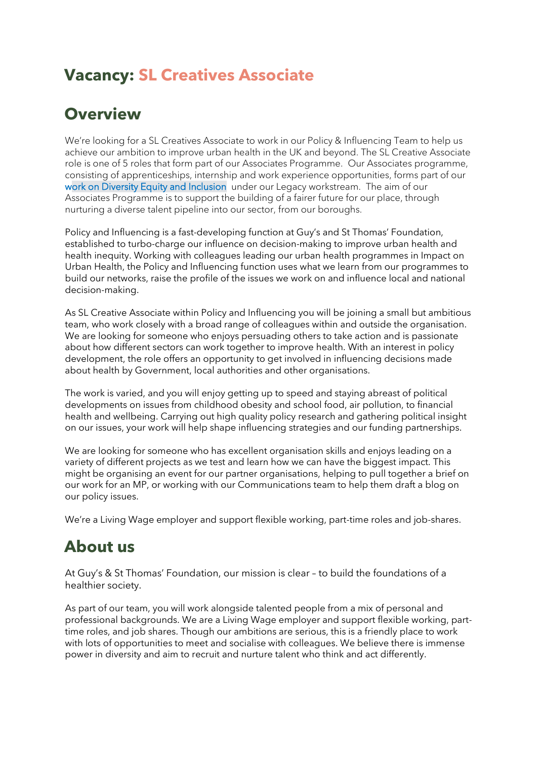# Vacancy: SL Creatives Associate

## Overview

We're looking for a SL Creatives Associate to work in our Policy & Influencing Team to help us achieve our ambition to improve urban health in the UK and beyond. The SL Creative Associate role is one of 5 roles that form part of our Associates Programme. Our Associates programme, consisting of apprenticeships, internship and work experience opportunities, forms part of our work on Diversity Equity and Inclusion under our Legacy workstream. The aim of our Associates Programme is to support the building of a fairer future for our place, through nurturing a diverse talent pipeline into our sector, from our boroughs.

Policy and Influencing is a fast-developing function at Guy's and St Thomas' Foundation, established to turbo-charge our influence on decision-making to improve urban health and health inequity. Working with colleagues leading our urban health programmes in Impact on Urban Health, the Policy and Influencing function uses what we learn from our programmes to build our networks, raise the profile of the issues we work on and influence local and national decision-making.

As SL Creative Associate within Policy and Influencing you will be joining a small but ambitious team, who work closely with a broad range of colleagues within and outside the organisation. We are looking for someone who enjoys persuading others to take action and is passionate about how different sectors can work together to improve health. With an interest in policy development, the role offers an opportunity to get involved in influencing decisions made about health by Government, local authorities and other organisations.

The work is varied, and you will enjoy getting up to speed and staying abreast of political developments on issues from childhood obesity and school food, air pollution, to financial health and wellbeing. Carrying out high quality policy research and gathering political insight on our issues, your work will help shape influencing strategies and our funding partnerships.

We are looking for someone who has excellent organisation skills and enjoys leading on a variety of different projects as we test and learn how we can have the biggest impact. This might be organising an event for our partner organisations, helping to pull together a brief on our work for an MP, or working with our Communications team to help them draft a blog on our policy issues.

We're a Living Wage employer and support flexible working, part-time roles and job-shares.

## About us

At Guy's & St Thomas' Foundation, our mission is clear – to build the foundations of a healthier society.

As part of our team, you will work alongside talented people from a mix of personal and professional backgrounds. We are a Living Wage employer and support flexible working, part-time roles, and job shares. Though our ambitions are serious, this is a friendly place to work with lots of opportunities to meet and socialise with colleagues. We believe there is immense power in diversity and aim to recruit and nurture talent who think and act differently.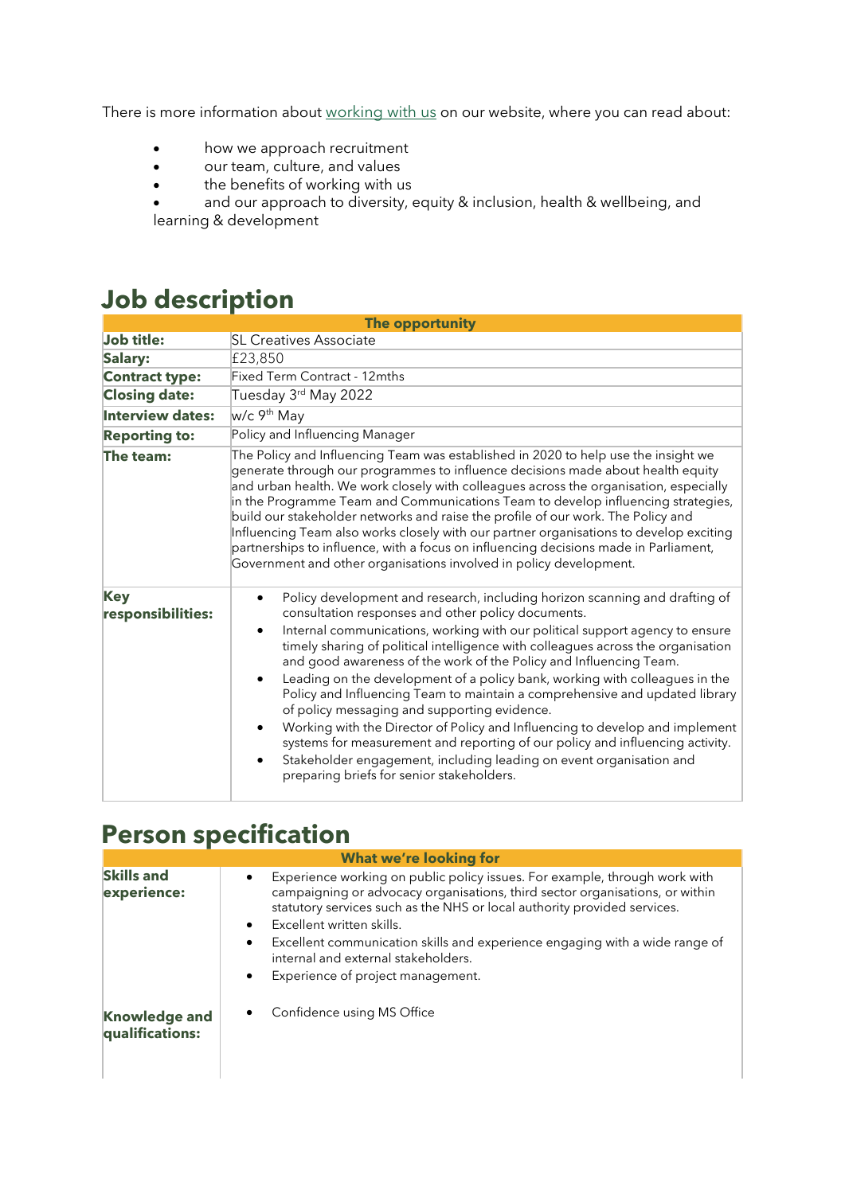There is more information about [working with us](#) on our website, where you can read about:

- how we approach recruitment
- our team, culture, and values
- the benefits of working with us
- and our approach to diversity, equity & inclusion, health & wellbeing, and learning & development

# Job description

| The opportunity | |
|---|---|
| **Job title:** | SL Creatives Associate |
| **Salary:** | £23,850 |
| **Contract type:** | Fixed Term Contract - 12mths |
| **Closing date:** | Tuesday 3rd May 2022 |
| **Interview dates:** | w/c 9th May |
| **Reporting to:** | Policy and Influencing Manager |
| **The team:** | The Policy and Influencing Team was established in 2020 to help use the insight we generate through our programmes to influence decisions made about health equity and urban health. We work closely with colleagues across the organisation, especially in the Programme Team and Communications Team to develop influencing strategies, build our stakeholder networks and raise the profile of our work. The Policy and Influencing Team also works closely with our partner organisations to develop exciting partnerships to influence, with a focus on influencing decisions made in Parliament, Government and other organisations involved in policy development. |
| **Key responsibilities:** | • Policy development and research, including horizon scanning and drafting of consultation responses and other policy documents.<br>• Internal communications, working with our political support agency to ensure timely sharing of political intelligence with colleagues across the organisation and good awareness of the work of the Policy and Influencing Team.<br>• Leading on the development of a policy bank, working with colleagues in the Policy and Influencing Team to maintain a comprehensive and updated library of policy messaging and supporting evidence.<br>• Working with the Director of Policy and Influencing to develop and implement systems for measurement and reporting of our policy and influencing activity.<br>• Stakeholder engagement, including leading on event organisation and preparing briefs for senior stakeholders. |

# Person specification

| What we're looking for | |
|---|---|
| **Skills and experience:** | • Experience working on public policy issues. For example, through work with campaigning or advocacy organisations, third sector organisations, or within statutory services such as the NHS or local authority provided services.<br>• Excellent written skills.<br>• Excellent communication skills and experience engaging with a wide range of internal and external stakeholders.<br>• Experience of project management. |
| **Knowledge and qualifications:** | • Confidence using MS Office |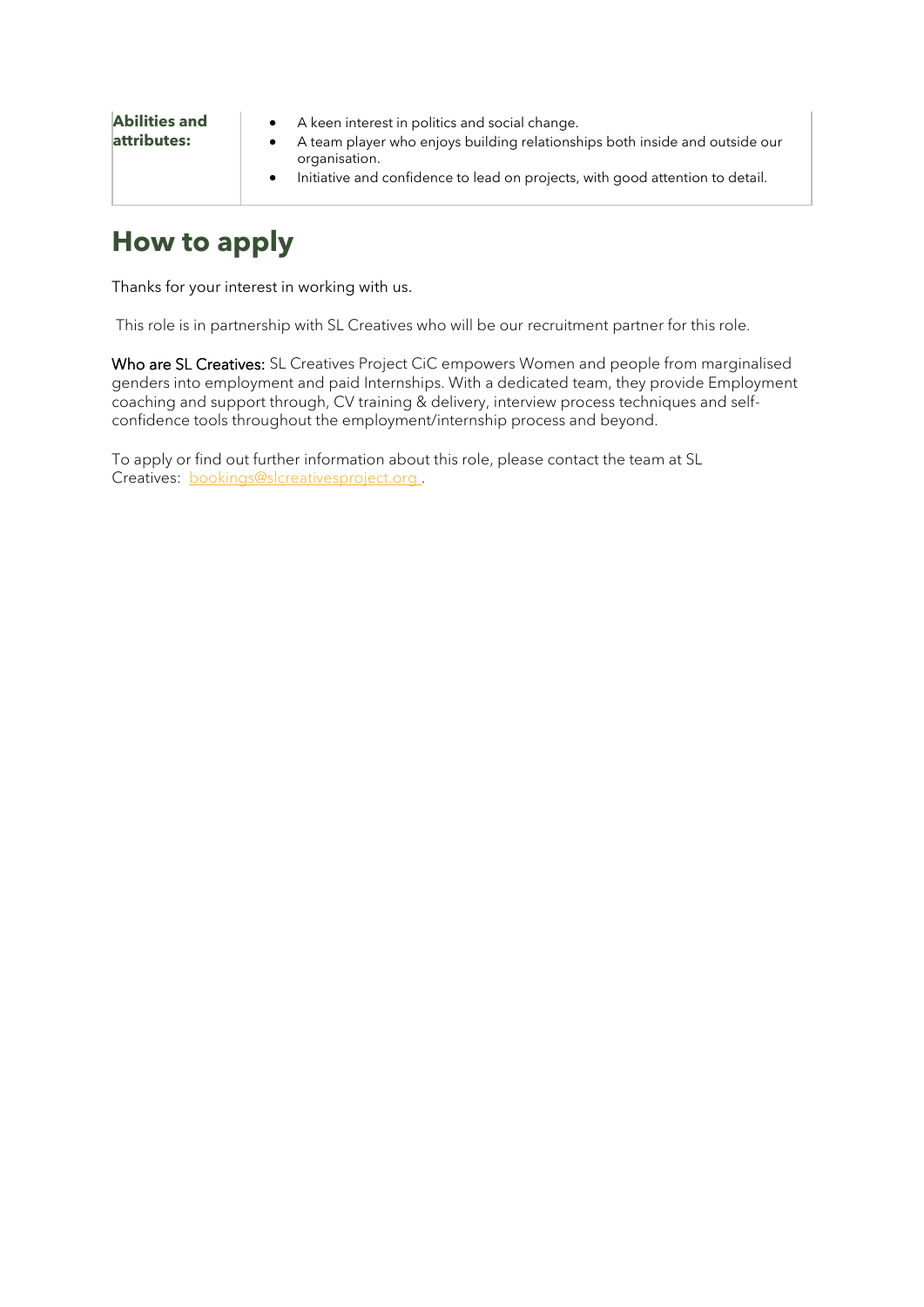| | |
|---|---|
| **Abilities and attributes:** | • A keen interest in politics and social change.<br>• A team player who enjoys building relationships both inside and outside our organisation.<br>• Initiative and confidence to lead on projects, with good attention to detail. |

# How to apply

Thanks for your interest in working with us.

This role is in partnership with SL Creatives who will be our recruitment partner for this role.

Who are SL Creatives: SL Creatives Project CiC empowers Women and people from marginalised genders into employment and paid Internships. With a dedicated team, they provide Employment coaching and support through, CV training & delivery, interview process techniques and self-confidence tools throughout the employment/internship process and beyond.

To apply or find out further information about this role, please contact the team at SL Creatives: bookings@slcreativesproject.org .